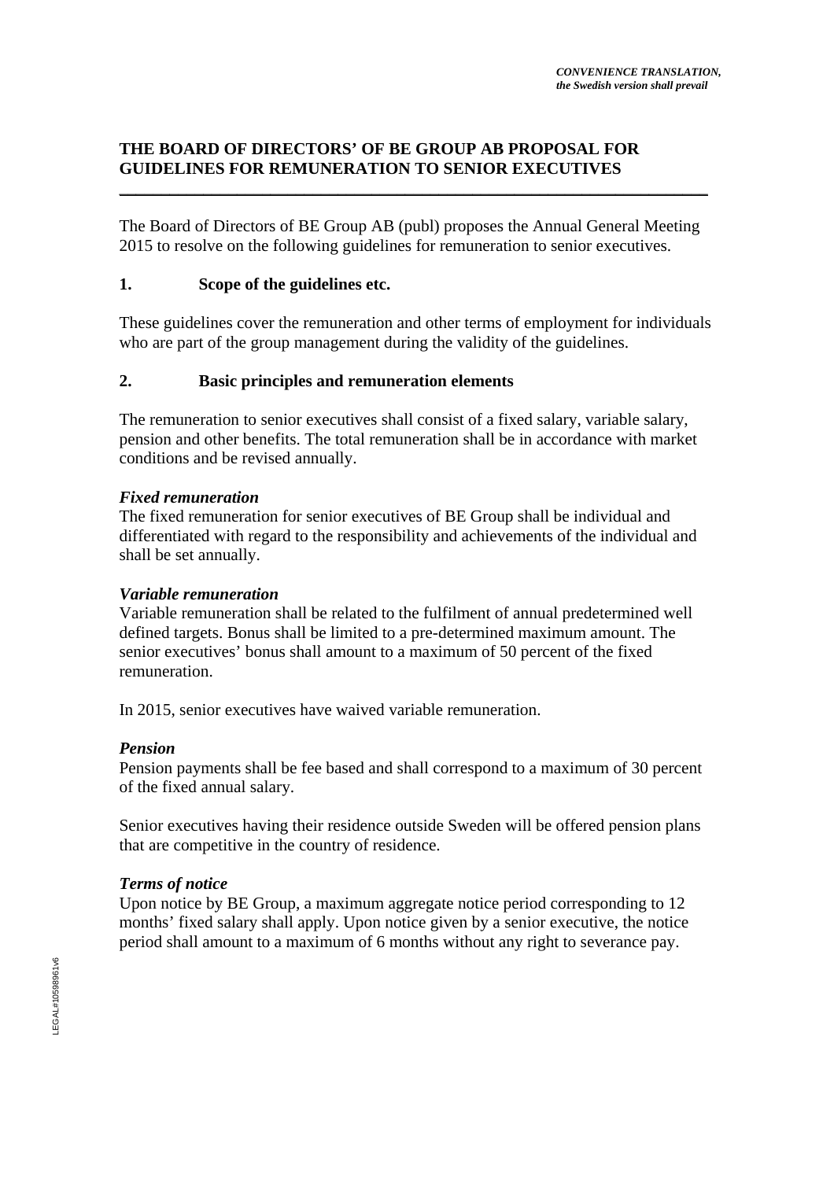*CONVENIENCE TRANSLATION,*
*the Swedish version shall prevail*

# THE BOARD OF DIRECTORS' OF BE GROUP AB PROPOSAL FOR GUIDELINES FOR REMUNERATION TO SENIOR EXECUTIVES

---

The Board of Directors of BE Group AB (publ) proposes the Annual General Meeting 2015 to resolve on the following guidelines for remuneration to senior executives.

## 1. Scope of the guidelines etc.

These guidelines cover the remuneration and other terms of employment for individuals who are part of the group management during the validity of the guidelines.

## 2. Basic principles and remuneration elements

The remuneration to senior executives shall consist of a fixed salary, variable salary, pension and other benefits. The total remuneration shall be in accordance with market conditions and be revised annually.

***Fixed remuneration***
The fixed remuneration for senior executives of BE Group shall be individual and differentiated with regard to the responsibility and achievements of the individual and shall be set annually.

***Variable remuneration***
Variable remuneration shall be related to the fulfilment of annual predetermined well defined targets. Bonus shall be limited to a pre-determined maximum amount. The senior executives' bonus shall amount to a maximum of 50 percent of the fixed remuneration.

In 2015, senior executives have waived variable remuneration.

***Pension***
Pension payments shall be fee based and shall correspond to a maximum of 30 percent of the fixed annual salary.

Senior executives having their residence outside Sweden will be offered pension plans that are competitive in the country of residence.

***Terms of notice***
Upon notice by BE Group, a maximum aggregate notice period corresponding to 12 months' fixed salary shall apply. Upon notice given by a senior executive, the notice period shall amount to a maximum of 6 months without any right to severance pay.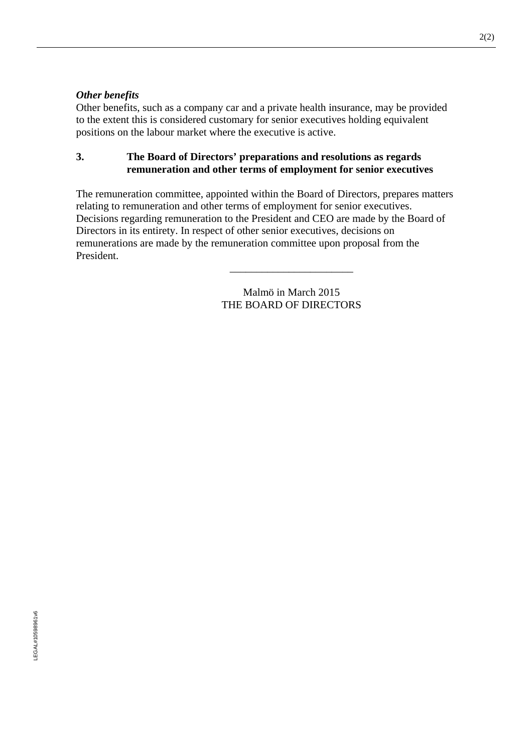***Other benefits***

Other benefits, such as a company car and a private health insurance, may be provided to the extent this is considered customary for senior executives holding equivalent positions on the labour market where the executive is active.

## 3. The Board of Directors' preparations and resolutions as regards remuneration and other terms of employment for senior executives

The remuneration committee, appointed within the Board of Directors, prepares matters relating to remuneration and other terms of employment for senior executives. Decisions regarding remuneration to the President and CEO are made by the Board of Directors in its entirety. In respect of other senior executives, decisions on remunerations are made by the remuneration committee upon proposal from the President.

\_\_\_\_\_\_\_\_\_\_\_\_\_\_\_\_\_\_\_\_\_\_\_

Malmö in March 2015

THE BOARD OF DIRECTORS

LEGAL#10598961v6